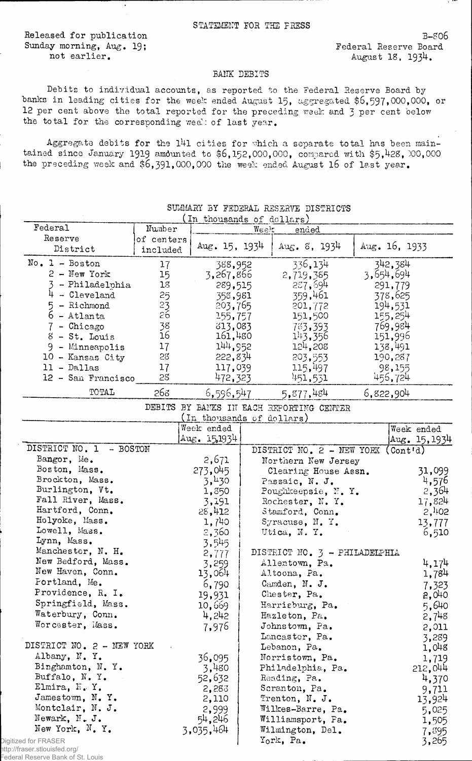STATEMENT FOR THE PRESS

Released for publication
Sunday morning, Aug. 19;
not earlier.

B-806
Federal Reserve Board
August 18, 1934.

## BANK DEBITS

Debits to individual accounts, as reported to the Federal Reserve Board by banks in leading cities for the week ended August 15, aggregated $6,597,000,000, or 12 per cent above the total reported for the preceding week and 3 per cent below the total for the corresponding week of last year.

Aggregate debits for the 141 cities for which a separate total has been maintained since January 1919 amounted to $6,152,000,000, compared with $5,428,000,000 the preceding week and $6,391,000,000 the week ended August 16 of last year.

SUMMARY BY FEDERAL RESERVE DISTRICTS
(In thousands of dollars)

| Federal Reserve District | Number of centers included | Week ended Aug. 15, 1934 | Aug. 8, 1934 | Aug. 16, 1933 |
|---|---|---|---|---|
| No. 1 - Boston | 17 | 388,952 | 336,134 | 342,384 |
| 2 - New York | 15 | 3,267,866 | 2,719,385 | 3,654,694 |
| 3 - Philadelphia | 18 | 289,515 | 287,694 | 291,779 |
| 4 - Cleveland | 25 | 358,981 | 359,461 | 378,625 |
| 5 - Richmond | 23 | 203,765 | 201,772 | 194,531 |
| 6 - Atlanta | 26 | 155,757 | 151,500 | 155,254 |
| 7 - Chicago | 38 | 813,083 | 783,393 | 769,984 |
| 8 - St. Louis | 16 | 161,480 | 143,356 | 151,996 |
| 9 - Minneapolis | 17 | 144,952 | 124,208 | 138,491 |
| 10 - Kansas City | 28 | 222,834 | 203,553 | 190,287 |
| 11 - Dallas | 17 | 117,039 | 115,497 | 98,155 |
| 12 - San Francisco | 28 | 472,323 | 451,531 | 456,724 |
| TOTAL | 268 | 6,596,547 | 5,877,484 | 6,822,904 |

DEBITS BY BANKS IN EACH REPORTING CENTER
(In thousands of dollars)

| | Week ended Aug. 15, 1934 | | Week ended Aug. 15, 1934 |
|---|---|---|---|
| DISTRICT NO. 1 - BOSTON | | DISTRICT NO. 2 - NEW YORK (Cont'd) | |
| Bangor, Me. | 2,671 | Northern New Jersey Clearing House Assn. | 31,099 |
| Boston, Mass. | 273,045 | Passaic, N. J. | 4,576 |
| Brockton, Mass. | 3,430 | Poughkeepsie, N. Y. | 2,364 |
| Burlington, Vt. | 1,850 | Rochester, N. Y. | 17,824 |
| Fall River, Mass. | 3,191 | Stamford, Conn. | 2,402 |
| Hartford, Conn. | 28,412 | Syracuse, N. Y. | 13,777 |
| Holyoke, Mass. | 1,740 | Utica, N. Y. | 6,510 |
| Lowell, Mass. | 2,360 | | |
| Lynn, Mass. | 3,545 | DISTRICT NO. 3 - PHILADELPHIA | |
| Manchester, N. H. | 2,777 | Allentown, Pa. | 4,174 |
| New Bedford, Mass. | 3,259 | Altoona, Pa. | 1,784 |
| New Haven, Conn. | 13,064 | Camden, N. J. | 7,323 |
| Portland, Me. | 6,790 | Chester, Pa. | 2,040 |
| Providence, R. I. | 19,931 | Harrisburg, Pa. | 5,640 |
| Springfield, Mass. | 10,669 | Hazleton, Pa. | 2,748 |
| Waterbury, Conn. | 4,242 | Johnstown, Pa. | 2,011 |
| Worcester, Mass. | 7,976 | Lancaster, Pa. | 3,289 |
| | | Lebanon, Pa. | 1,048 |
| DISTRICT NO. 2 - NEW YORK | | Norristown, Pa. | 1,719 |
| Albany, N. Y. | 36,095 | Philadelphia, Pa. | 212,044 |
| Binghamton, N. Y. | 3,480 | Reading, Pa. | 4,370 |
| Buffalo, N. Y. | 52,632 | Scranton, Pa. | 9,711 |
| Elmira, N. Y. | 2,288 | Trenton, N. J. | 13,924 |
| Jamestown, N. Y. | 2,110 | Wilkes-Barre, Pa. | 5,025 |
| Montclair, N. J. | 2,999 | Williamsport, Pa. | 1,505 |
| Newark, N. J. | 54,246 | Wilmington, Del. | 7,895 |
| New York, N. Y. | 3,035,464 | York, Pa. | 3,265 |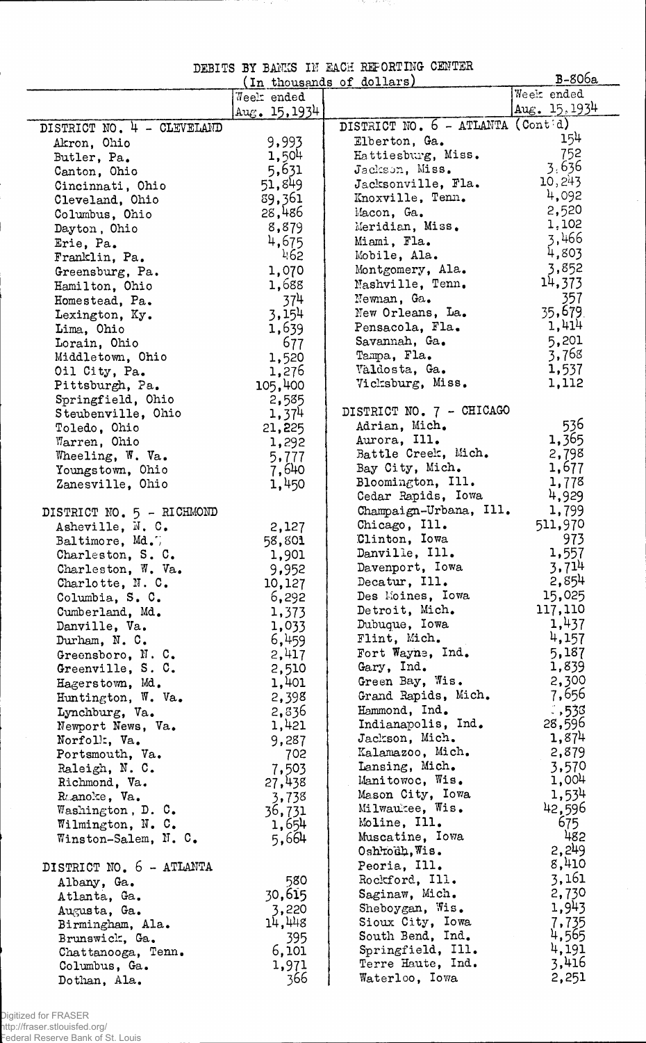# DEBITS BY BANKS IN EACH REPORTING CENTER

B-806a

(In thousands of dollars)

| | Week ended Aug. 15, 1934 | | Week ended Aug. 15, 1934 |
|---|---|---|---|
| **DISTRICT NO. 4 - CLEVELAND** | | **DISTRICT NO. 6 - ATLANTA (Cont'd)** | |
| Akron, Ohio | 9,993 | Elberton, Ga. | 154 |
| Butler, Pa. | 1,504 | Hattiesburg, Miss. | 752 |
| Canton, Ohio | 5,631 | Jackson, Miss. | 3,636 |
| Cincinnati, Ohio | 51,849 | Jacksonville, Fla. | 10,243 |
| Cleveland, Ohio | 89,361 | Knoxville, Tenn. | 4,092 |
| Columbus, Ohio | 28,486 | Macon, Ga. | 2,520 |
| Dayton, Ohio | 8,879 | Meridian, Miss. | 1,102 |
| Erie, Pa. | 4,675 | Miami, Fla. | 3,466 |
| Franklin, Pa. | 462 | Mobile, Ala. | 4,803 |
| Greensburg, Pa. | 1,070 | Montgomery, Ala. | 3,852 |
| Hamilton, Ohio | 1,688 | Nashville, Tenn. | 14,373 |
| Homestead, Pa. | 374 | Newnan, Ga. | 357 |
| Lexington, Ky. | 3,154 | New Orleans, La. | 35,679 |
| Lima, Ohio | 1,639 | Pensacola, Fla. | 1,414 |
| Lorain, Ohio | 677 | Savannah, Ga. | 5,201 |
| Middletown, Ohio | 1,520 | Tampa, Fla. | 3,768 |
| Oil City, Pa. | 1,276 | Valdosta, Ga. | 1,537 |
| Pittsburgh, Pa. | 105,400 | Vicksburg, Miss. | 1,112 |
| Springfield, Ohio | 2,585 | | |
| Steubenville, Ohio | 1,374 | **DISTRICT NO. 7 - CHICAGO** | |
| Toledo, Ohio | 21,225 | Adrian, Mich. | 536 |
| Warren, Ohio | 1,292 | Aurora, Ill. | 1,365 |
| Wheeling, W. Va. | 5,777 | Battle Creek, Mich. | 2,798 |
| Youngstown, Ohio | 7,640 | Bay City, Mich. | 1,677 |
| Zanesville, Ohio | 1,450 | Bloomington, Ill. | 1,778 |
| | | Cedar Rapids, Iowa | 4,929 |
| **DISTRICT NO. 5 - RICHMOND** | | Champaign-Urbana, Ill. | 1,799 |
| Asheville, N. C. | 2,127 | Chicago, Ill. | 511,970 |
| Baltimore, Md. | 58,801 | Clinton, Iowa | 973 |
| Charleston, S. C. | 1,901 | Danville, Ill. | 1,557 |
| Charleston, W. Va. | 9,952 | Davenport, Iowa | 3,714 |
| Charlotte, N. C. | 10,127 | Decatur, Ill. | 2,854 |
| Columbia, S. C. | 6,292 | Des Moines, Iowa | 15,025 |
| Cumberland, Md. | 1,373 | Detroit, Mich. | 117,110 |
| Danville, Va. | 1,033 | Dubuque, Iowa | 1,437 |
| Durham, N. C. | 6,459 | Flint, Mich. | 4,157 |
| Greensboro, N. C. | 2,417 | Fort Wayne, Ind. | 5,187 |
| Greenville, S. C. | 2,510 | Gary, Ind. | 1,839 |
| Hagerstown, Md. | 1,401 | Green Bay, Wis. | 2,300 |
| Huntington, W. Va. | 2,398 | Grand Rapids, Mich. | 7,656 |
| Lynchburg, Va. | 2,836 | Hammond, Ind. | 1,538 |
| Newport News, Va. | 1,421 | Indianapolis, Ind. | 28,596 |
| Norfolk, Va. | 9,287 | Jackson, Mich. | 1,874 |
| Portsmouth, Va. | 702 | Kalamazoo, Mich. | 2,879 |
| Raleigh, N. C. | 7,503 | Lansing, Mich. | 3,570 |
| Richmond, Va. | 27,438 | Manitowoc, Wis. | 1,004 |
| Roanoke, Va. | 3,738 | Mason City, Iowa | 1,534 |
| Washington, D. C. | 36,731 | Milwaukee, Wis. | 42,596 |
| Wilmington, N. C. | 1,654 | Moline, Ill. | 675 |
| Winston-Salem, N. C. | 5,664 | Muscatine, Iowa | 482 |
| | | Oshkosh, Wis. | 2,249 |
| **DISTRICT NO. 6 - ATLANTA** | | Peoria, Ill. | 8,410 |
| Albany, Ga. | 580 | Rockford, Ill. | 3,161 |
| Atlanta, Ga. | 30,615 | Saginaw, Mich. | 2,730 |
| Augusta, Ga. | 3,220 | Sheboygan, Wis. | 1,943 |
| Birmingham, Ala. | 14,448 | Sioux City, Iowa | 7,735 |
| Brunswick, Ga. | 395 | South Bend, Ind. | 4,565 |
| Chattanooga, Tenn. | 6,101 | Springfield, Ill. | 4,191 |
| Columbus, Ga. | 1,971 | Terre Haute, Ind. | 3,416 |
| Dothan, Ala. | 366 | Waterloo, Iowa | 2,251 |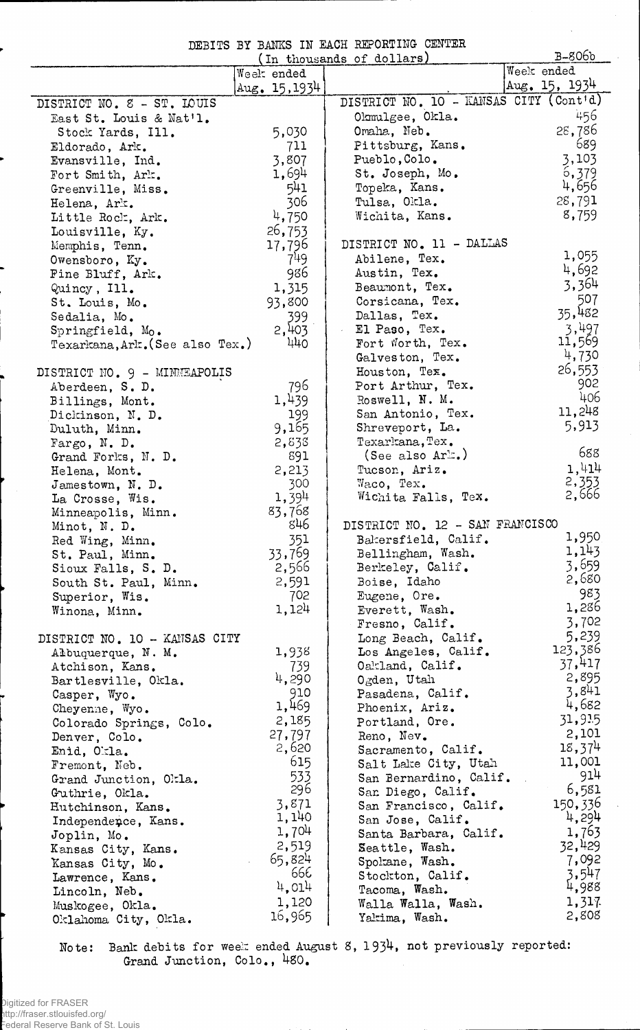# DEBITS BY BANKS IN EACH REPORTING CENTER

(In thousands of dollars)

B-806b

| | Week ended Aug. 15, 1934 |
|---|---|
| **DISTRICT NO. 8 - ST. LOUIS** | |
| East St. Louis & Nat'l. Stock Yards, Ill. | 5,030 |
| Eldorado, Ark. | 711 |
| Evansville, Ind. | 3,807 |
| Fort Smith, Ark. | 1,694 |
| Greenville, Miss. | 541 |
| Helena, Ark. | 306 |
| Little Rock, Ark. | 4,750 |
| Louisville, Ky. | 26,753 |
| Memphis, Tenn. | 17,796 |
| Owensboro, Ky. | 749 |
| Pine Bluff, Ark. | 986 |
| Quincy, Ill. | 1,315 |
| St. Louis, Mo. | 93,800 |
| Sedalia, Mo. | 399 |
| Springfield, Mo. | 2,403 |
| Texarkana, Ark. (See also Tex.) | 440 |
| **DISTRICT NO. 9 - MINNEAPOLIS** | |
| Aberdeen, S. D. | 796 |
| Billings, Mont. | 1,439 |
| Dickinson, N. D. | 199 |
| Duluth, Minn. | 9,165 |
| Fargo, N. D. | 2,838 |
| Grand Forks, N. D. | 891 |
| Helena, Mont. | 2,213 |
| Jamestown, N. D. | 300 |
| La Crosse, Wis. | 1,394 |
| Minneapolis, Minn. | 83,768 |
| Minot, N. D. | 846 |
| Red Wing, Minn. | 351 |
| St. Paul, Minn. | 33,769 |
| Sioux Falls, S. D. | 2,566 |
| South St. Paul, Minn. | 2,591 |
| Superior, Wis. | 702 |
| Winona, Minn. | 1,124 |
| **DISTRICT NO. 10 - KANSAS CITY** | |
| Albuquerque, N. M. | 1,938 |
| Atchison, Kans. | 739 |
| Bartlesville, Okla. | 4,290 |
| Casper, Wyo. | 910 |
| Cheyenne, Wyo. | 1,469 |
| Colorado Springs, Colo. | 2,185 |
| Denver, Colo. | 27,797 |
| Enid, Okla. | 2,620 |
| Fremont, Neb. | 615 |
| Grand Junction, Okla. | 533 |
| Guthrie, Okla. | 296 |
| Hutchinson, Kans. | 3,871 |
| Independence, Kans. | 1,140 |
| Joplin, Mo. | 1,704 |
| Kansas City, Kans. | 2,519 |
| Kansas City, Mo. | 65,824 |
| Lawrence, Kans. | 666 |
| Lincoln, Neb. | 4,014 |
| Muskogee, Okla. | 1,120 |
| Oklahoma City, Okla. | 16,965 |
| **DISTRICT NO. 10 - KANSAS CITY (Cont'd)** | |
| Okmulgee, Okla. | 456 |
| Omaha, Neb. | 28,786 |
| Pittsburg, Kans. | 689 |
| Pueblo, Colo. | 3,103 |
| St. Joseph, Mo. | 6,379 |
| Topeka, Kans. | 4,656 |
| Tulsa, Okla. | 28,791 |
| Wichita, Kans. | 8,759 |
| **DISTRICT NO. 11 - DALLAS** | |
| Abilene, Tex. | 1,055 |
| Austin, Tex. | 4,692 |
| Beaumont, Tex. | 3,364 |
| Corsicana, Tex. | 507 |
| Dallas, Tex. | 35,482 |
| El Paso, Tex. | 3,497 |
| Fort Worth, Tex. | 11,569 |
| Galveston, Tex. | 4,730 |
| Houston, Tex. | 26,553 |
| Port Arthur, Tex. | 902 |
| Roswell, N. M. | 406 |
| San Antonio, Tex. | 11,248 |
| Shreveport, La. | 5,913 |
| Texarkana, Tex. (See also Ark.) | 688 |
| Tucson, Ariz. | 1,414 |
| Waco, Tex. | 2,353 |
| Wichita Falls, Tex. | 2,666 |
| **DISTRICT NO. 12 - SAN FRANCISCO** | |
| Bakersfield, Calif. | 1,950 |
| Bellingham, Wash. | 1,143 |
| Berkeley, Calif. | 3,659 |
| Boise, Idaho | 2,680 |
| Eugene, Ore. | 983 |
| Everett, Wash. | 1,286 |
| Fresno, Calif. | 3,702 |
| Long Beach, Calif. | 5,239 |
| Los Angeles, Calif. | 123,386 |
| Oakland, Calif. | 37,417 |
| Ogden, Utah | 2,895 |
| Pasadena, Calif. | 3,841 |
| Phoenix, Ariz. | 4,682 |
| Portland, Ore. | 31,915 |
| Reno, Nev. | 2,101 |
| Sacramento, Calif. | 18,374 |
| Salt Lake City, Utah | 11,001 |
| San Bernardino, Calif. | 914 |
| San Diego, Calif. | 6,581 |
| San Francisco, Calif. | 150,336 |
| San Jose, Calif. | 4,294 |
| Santa Barbara, Calif. | 1,763 |
| Seattle, Wash. | 32,429 |
| Spokane, Wash. | 7,092 |
| Stockton, Calif. | 3,547 |
| Tacoma, Wash. | 4,988 |
| Walla Walla, Wash. | 1,317 |
| Yakima, Wash. | 2,808 |

Note: Bank debits for week ended August 8, 1934, not previously reported: Grand Junction, Colo., 480.